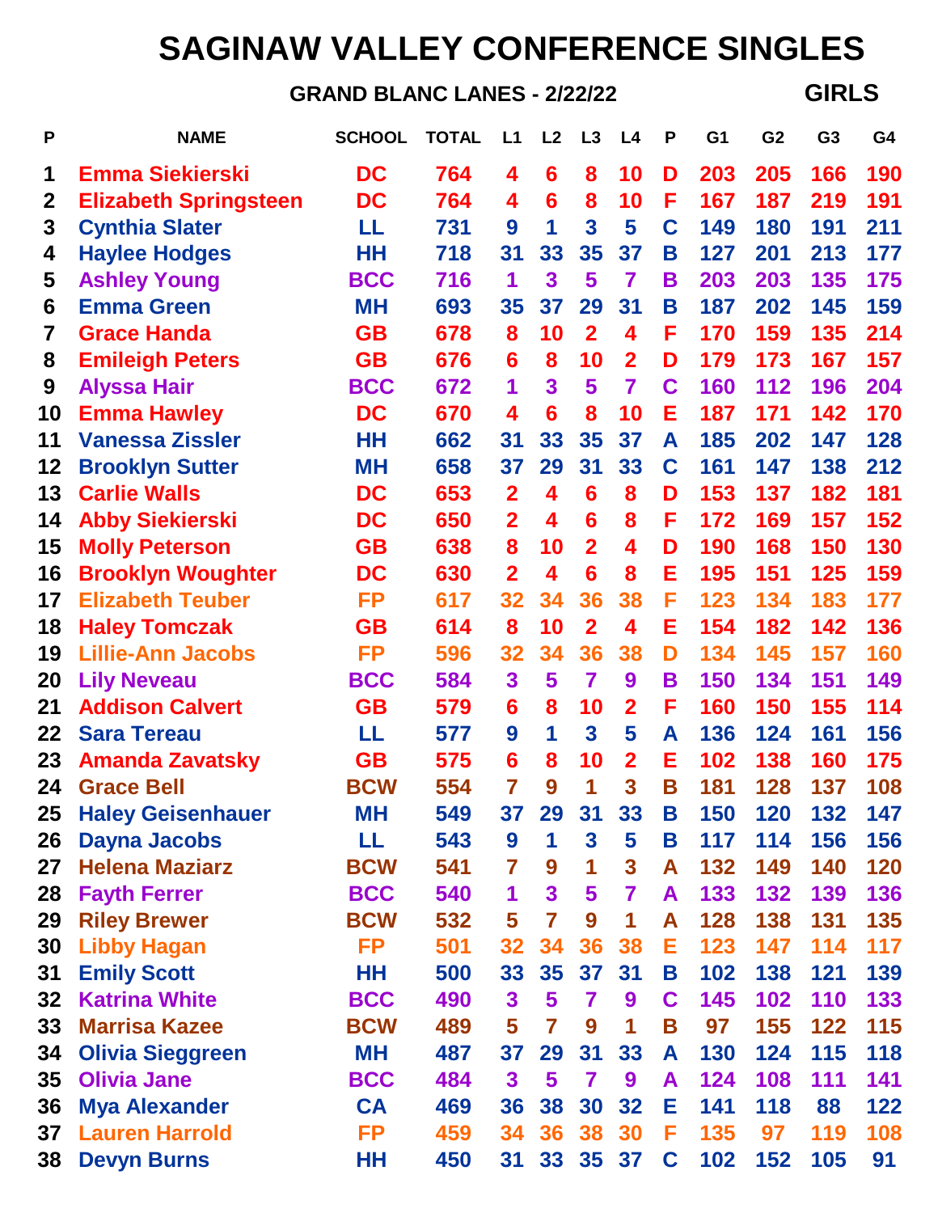# SAGINAW VALLEY CONFERENCE SINGLES

**GRAND BLANC LANES - 2/22/22** **GIRLS**

| P | NAME | SCHOOL | TOTAL | L1 | L2 | L3 | L4 | P | G1 | G2 | G3 | G4 |
|---|---|---|---|---|---|---|---|---|---|---|---|---|
| 1 | Emma Siekierski | DC | 764 | 4 | 6 | 8 | 10 | D | 203 | 205 | 166 | 190 |
| 2 | Elizabeth Springsteen | DC | 764 | 4 | 6 | 8 | 10 | F | 167 | 187 | 219 | 191 |
| 3 | Cynthia Slater | LL | 731 | 9 | 1 | 3 | 5 | C | 149 | 180 | 191 | 211 |
| 4 | Haylee Hodges | HH | 718 | 31 | 33 | 35 | 37 | B | 127 | 201 | 213 | 177 |
| 5 | Ashley Young | BCC | 716 | 1 | 3 | 5 | 7 | B | 203 | 203 | 135 | 175 |
| 6 | Emma Green | MH | 693 | 35 | 37 | 29 | 31 | B | 187 | 202 | 145 | 159 |
| 7 | Grace Handa | GB | 678 | 8 | 10 | 2 | 4 | F | 170 | 159 | 135 | 214 |
| 8 | Emileigh Peters | GB | 676 | 6 | 8 | 10 | 2 | D | 179 | 173 | 167 | 157 |
| 9 | Alyssa Hair | BCC | 672 | 1 | 3 | 5 | 7 | C | 160 | 112 | 196 | 204 |
| 10 | Emma Hawley | DC | 670 | 4 | 6 | 8 | 10 | E | 187 | 171 | 142 | 170 |
| 11 | Vanessa Zissler | HH | 662 | 31 | 33 | 35 | 37 | A | 185 | 202 | 147 | 128 |
| 12 | Brooklyn Sutter | MH | 658 | 37 | 29 | 31 | 33 | C | 161 | 147 | 138 | 212 |
| 13 | Carlie Walls | DC | 653 | 2 | 4 | 6 | 8 | D | 153 | 137 | 182 | 181 |
| 14 | Abby Siekierski | DC | 650 | 2 | 4 | 6 | 8 | F | 172 | 169 | 157 | 152 |
| 15 | Molly Peterson | GB | 638 | 8 | 10 | 2 | 4 | D | 190 | 168 | 150 | 130 |
| 16 | Brooklyn Woughter | DC | 630 | 2 | 4 | 6 | 8 | E | 195 | 151 | 125 | 159 |
| 17 | Elizabeth Teuber | FP | 617 | 32 | 34 | 36 | 38 | F | 123 | 134 | 183 | 177 |
| 18 | Haley Tomczak | GB | 614 | 8 | 10 | 2 | 4 | E | 154 | 182 | 142 | 136 |
| 19 | Lillie-Ann Jacobs | FP | 596 | 32 | 34 | 36 | 38 | D | 134 | 145 | 157 | 160 |
| 20 | Lily Neveau | BCC | 584 | 3 | 5 | 7 | 9 | B | 150 | 134 | 151 | 149 |
| 21 | Addison Calvert | GB | 579 | 6 | 8 | 10 | 2 | F | 160 | 150 | 155 | 114 |
| 22 | Sara Tereau | LL | 577 | 9 | 1 | 3 | 5 | A | 136 | 124 | 161 | 156 |
| 23 | Amanda Zavatsky | GB | 575 | 6 | 8 | 10 | 2 | E | 102 | 138 | 160 | 175 |
| 24 | Grace Bell | BCW | 554 | 7 | 9 | 1 | 3 | B | 181 | 128 | 137 | 108 |
| 25 | Haley Geisenhauer | MH | 549 | 37 | 29 | 31 | 33 | B | 150 | 120 | 132 | 147 |
| 26 | Dayna Jacobs | LL | 543 | 9 | 1 | 3 | 5 | B | 117 | 114 | 156 | 156 |
| 27 | Helena Maziarz | BCW | 541 | 7 | 9 | 1 | 3 | A | 132 | 149 | 140 | 120 |
| 28 | Fayth Ferrer | BCC | 540 | 1 | 3 | 5 | 7 | A | 133 | 132 | 139 | 136 |
| 29 | Riley Brewer | BCW | 532 | 5 | 7 | 9 | 1 | A | 128 | 138 | 131 | 135 |
| 30 | Libby Hagan | FP | 501 | 32 | 34 | 36 | 38 | E | 123 | 147 | 114 | 117 |
| 31 | Emily Scott | HH | 500 | 33 | 35 | 37 | 31 | B | 102 | 138 | 121 | 139 |
| 32 | Katrina White | BCC | 490 | 3 | 5 | 7 | 9 | C | 145 | 102 | 110 | 133 |
| 33 | Marrisa Kazee | BCW | 489 | 5 | 7 | 9 | 1 | B | 97 | 155 | 122 | 115 |
| 34 | Olivia Sieggreen | MH | 487 | 37 | 29 | 31 | 33 | A | 130 | 124 | 115 | 118 |
| 35 | Olivia Jane | BCC | 484 | 3 | 5 | 7 | 9 | A | 124 | 108 | 111 | 141 |
| 36 | Mya Alexander | CA | 469 | 36 | 38 | 30 | 32 | E | 141 | 118 | 88 | 122 |
| 37 | Lauren Harrold | FP | 459 | 34 | 36 | 38 | 30 | F | 135 | 97 | 119 | 108 |
| 38 | Devyn Burns | HH | 450 | 31 | 33 | 35 | 37 | C | 102 | 152 | 105 | 91 |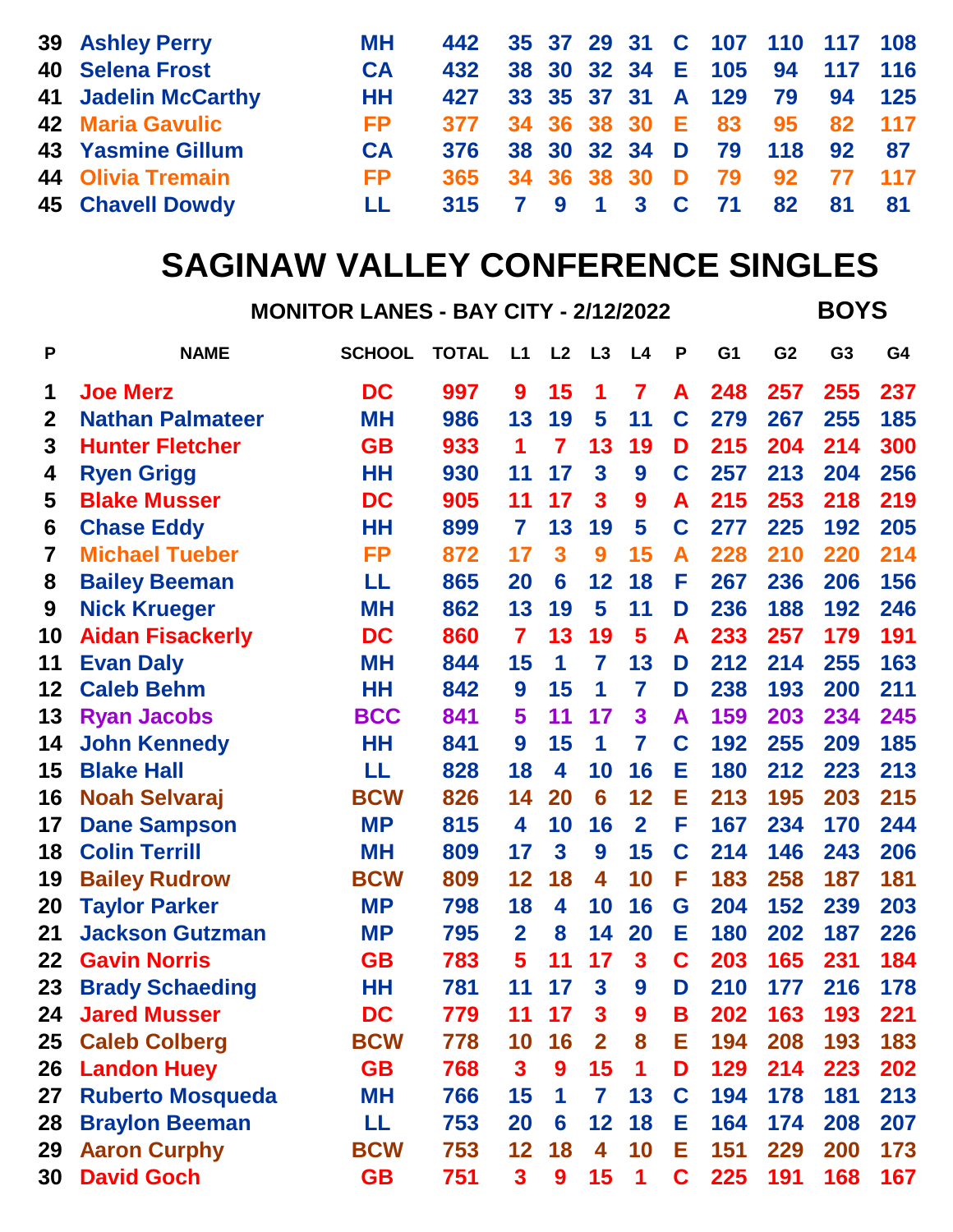| | | | | | | | | | | | | |
|---|---|---|---|---|---|---|---|---|---|---|---|---|
| 39 | Ashley Perry | MH | 442 | 35 | 37 | 29 | 31 | C | 107 | 110 | 117 | 108 |
| 40 | Selena Frost | CA | 432 | 38 | 30 | 32 | 34 | E | 105 | 94 | 117 | 116 |
| 41 | Jadelin McCarthy | HH | 427 | 33 | 35 | 37 | 31 | A | 129 | 79 | 94 | 125 |
| 42 | Maria Gavulic | FP | 377 | 34 | 36 | 38 | 30 | E | 83 | 95 | 82 | 117 |
| 43 | Yasmine Gillum | CA | 376 | 38 | 30 | 32 | 34 | D | 79 | 118 | 92 | 87 |
| 44 | Olivia Tremain | FP | 365 | 34 | 36 | 38 | 30 | D | 79 | 92 | 77 | 117 |
| 45 | Chavell Dowdy | LL | 315 | 7 | 9 | 1 | 3 | C | 71 | 82 | 81 | 81 |

# SAGINAW VALLEY CONFERENCE SINGLES

**MONITOR LANES - BAY CITY - 2/12/2022** **BOYS**

| P | NAME | SCHOOL | TOTAL | L1 | L2 | L3 | L4 | P | G1 | G2 | G3 | G4 |
|---|---|---|---|---|---|---|---|---|---|---|---|---|
| 1 | Joe Merz | DC | 997 | 9 | 15 | 1 | 7 | A | 248 | 257 | 255 | 237 |
| 2 | Nathan Palmateer | MH | 986 | 13 | 19 | 5 | 11 | C | 279 | 267 | 255 | 185 |
| 3 | Hunter Fletcher | GB | 933 | 1 | 7 | 13 | 19 | D | 215 | 204 | 214 | 300 |
| 4 | Ryen Grigg | HH | 930 | 11 | 17 | 3 | 9 | C | 257 | 213 | 204 | 256 |
| 5 | Blake Musser | DC | 905 | 11 | 17 | 3 | 9 | A | 215 | 253 | 218 | 219 |
| 6 | Chase Eddy | HH | 899 | 7 | 13 | 19 | 5 | C | 277 | 225 | 192 | 205 |
| 7 | Michael Tueber | FP | 872 | 17 | 3 | 9 | 15 | A | 228 | 210 | 220 | 214 |
| 8 | Bailey Beeman | LL | 865 | 20 | 6 | 12 | 18 | F | 267 | 236 | 206 | 156 |
| 9 | Nick Krueger | MH | 862 | 13 | 19 | 5 | 11 | D | 236 | 188 | 192 | 246 |
| 10 | Aidan Fisackerly | DC | 860 | 7 | 13 | 19 | 5 | A | 233 | 257 | 179 | 191 |
| 11 | Evan Daly | MH | 844 | 15 | 1 | 7 | 13 | D | 212 | 214 | 255 | 163 |
| 12 | Caleb Behm | HH | 842 | 9 | 15 | 1 | 7 | D | 238 | 193 | 200 | 211 |
| 13 | Ryan Jacobs | BCC | 841 | 5 | 11 | 17 | 3 | A | 159 | 203 | 234 | 245 |
| 14 | John Kennedy | HH | 841 | 9 | 15 | 1 | 7 | C | 192 | 255 | 209 | 185 |
| 15 | Blake Hall | LL | 828 | 18 | 4 | 10 | 16 | E | 180 | 212 | 223 | 213 |
| 16 | Noah Selvaraj | BCW | 826 | 14 | 20 | 6 | 12 | E | 213 | 195 | 203 | 215 |
| 17 | Dane Sampson | MP | 815 | 4 | 10 | 16 | 2 | F | 167 | 234 | 170 | 244 |
| 18 | Colin Terrill | MH | 809 | 17 | 3 | 9 | 15 | C | 214 | 146 | 243 | 206 |
| 19 | Bailey Rudrow | BCW | 809 | 12 | 18 | 4 | 10 | F | 183 | 258 | 187 | 181 |
| 20 | Taylor Parker | MP | 798 | 18 | 4 | 10 | 16 | G | 204 | 152 | 239 | 203 |
| 21 | Jackson Gutzman | MP | 795 | 2 | 8 | 14 | 20 | E | 180 | 202 | 187 | 226 |
| 22 | Gavin Norris | GB | 783 | 5 | 11 | 17 | 3 | C | 203 | 165 | 231 | 184 |
| 23 | Brady Schaeding | HH | 781 | 11 | 17 | 3 | 9 | D | 210 | 177 | 216 | 178 |
| 24 | Jared Musser | DC | 779 | 11 | 17 | 3 | 9 | B | 202 | 163 | 193 | 221 |
| 25 | Caleb Colberg | BCW | 778 | 10 | 16 | 2 | 8 | E | 194 | 208 | 193 | 183 |
| 26 | Landon Huey | GB | 768 | 3 | 9 | 15 | 1 | D | 129 | 214 | 223 | 202 |
| 27 | Ruberto Mosqueda | MH | 766 | 15 | 1 | 7 | 13 | C | 194 | 178 | 181 | 213 |
| 28 | Braylon Beeman | LL | 753 | 20 | 6 | 12 | 18 | E | 164 | 174 | 208 | 207 |
| 29 | Aaron Curphy | BCW | 753 | 12 | 18 | 4 | 10 | E | 151 | 229 | 200 | 173 |
| 30 | David Goch | GB | 751 | 3 | 9 | 15 | 1 | C | 225 | 191 | 168 | 167 |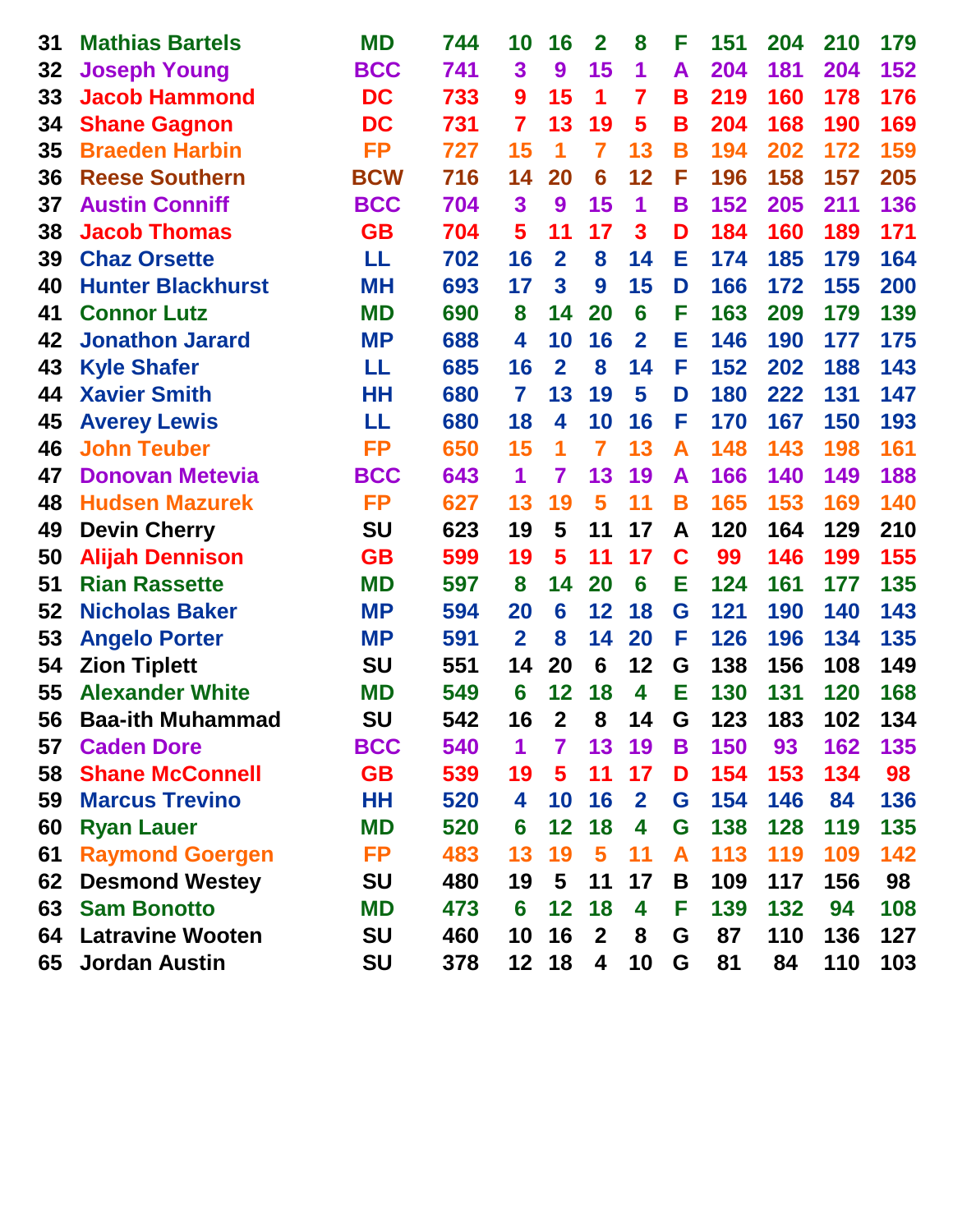| | | | | | | | | | | | | |
|---|---|---|---|---|---|---|---|---|---|---|---|---|
| 31 | Mathias Bartels | MD | 744 | 10 | 16 | 2 | 8 | F | 151 | 204 | 210 | 179 |
| 32 | Joseph Young | BCC | 741 | 3 | 9 | 15 | 1 | A | 204 | 181 | 204 | 152 |
| 33 | Jacob Hammond | DC | 733 | 9 | 15 | 1 | 7 | B | 219 | 160 | 178 | 176 |
| 34 | Shane Gagnon | DC | 731 | 7 | 13 | 19 | 5 | B | 204 | 168 | 190 | 169 |
| 35 | Braeden Harbin | FP | 727 | 15 | 1 | 7 | 13 | B | 194 | 202 | 172 | 159 |
| 36 | Reese Southern | BCW | 716 | 14 | 20 | 6 | 12 | F | 196 | 158 | 157 | 205 |
| 37 | Austin Conniff | BCC | 704 | 3 | 9 | 15 | 1 | B | 152 | 205 | 211 | 136 |
| 38 | Jacob Thomas | GB | 704 | 5 | 11 | 17 | 3 | D | 184 | 160 | 189 | 171 |
| 39 | Chaz Orsette | LL | 702 | 16 | 2 | 8 | 14 | E | 174 | 185 | 179 | 164 |
| 40 | Hunter Blackhurst | MH | 693 | 17 | 3 | 9 | 15 | D | 166 | 172 | 155 | 200 |
| 41 | Connor Lutz | MD | 690 | 8 | 14 | 20 | 6 | F | 163 | 209 | 179 | 139 |
| 42 | Jonathon Jarard | MP | 688 | 4 | 10 | 16 | 2 | E | 146 | 190 | 177 | 175 |
| 43 | Kyle Shafer | LL | 685 | 16 | 2 | 8 | 14 | F | 152 | 202 | 188 | 143 |
| 44 | Xavier Smith | HH | 680 | 7 | 13 | 19 | 5 | D | 180 | 222 | 131 | 147 |
| 45 | Averey Lewis | LL | 680 | 18 | 4 | 10 | 16 | F | 170 | 167 | 150 | 193 |
| 46 | John Teuber | FP | 650 | 15 | 1 | 7 | 13 | A | 148 | 143 | 198 | 161 |
| 47 | Donovan Metevia | BCC | 643 | 1 | 7 | 13 | 19 | A | 166 | 140 | 149 | 188 |
| 48 | Hudsen Mazurek | FP | 627 | 13 | 19 | 5 | 11 | B | 165 | 153 | 169 | 140 |
| 49 | Devin Cherry | SU | 623 | 19 | 5 | 11 | 17 | A | 120 | 164 | 129 | 210 |
| 50 | Alijah Dennison | GB | 599 | 19 | 5 | 11 | 17 | C | 99 | 146 | 199 | 155 |
| 51 | Rian Rassette | MD | 597 | 8 | 14 | 20 | 6 | E | 124 | 161 | 177 | 135 |
| 52 | Nicholas Baker | MP | 594 | 20 | 6 | 12 | 18 | G | 121 | 190 | 140 | 143 |
| 53 | Angelo Porter | MP | 591 | 2 | 8 | 14 | 20 | F | 126 | 196 | 134 | 135 |
| 54 | Zion Tiplett | SU | 551 | 14 | 20 | 6 | 12 | G | 138 | 156 | 108 | 149 |
| 55 | Alexander White | MD | 549 | 6 | 12 | 18 | 4 | E | 130 | 131 | 120 | 168 |
| 56 | Baa-ith Muhammad | SU | 542 | 16 | 2 | 8 | 14 | G | 123 | 183 | 102 | 134 |
| 57 | Caden Dore | BCC | 540 | 1 | 7 | 13 | 19 | B | 150 | 93 | 162 | 135 |
| 58 | Shane McConnell | GB | 539 | 19 | 5 | 11 | 17 | D | 154 | 153 | 134 | 98 |
| 59 | Marcus Trevino | HH | 520 | 4 | 10 | 16 | 2 | G | 154 | 146 | 84 | 136 |
| 60 | Ryan Lauer | MD | 520 | 6 | 12 | 18 | 4 | G | 138 | 128 | 119 | 135 |
| 61 | Raymond Goergen | FP | 483 | 13 | 19 | 5 | 11 | A | 113 | 119 | 109 | 142 |
| 62 | Desmond Westey | SU | 480 | 19 | 5 | 11 | 17 | B | 109 | 117 | 156 | 98 |
| 63 | Sam Bonotto | MD | 473 | 6 | 12 | 18 | 4 | F | 139 | 132 | 94 | 108 |
| 64 | Latravine Wooten | SU | 460 | 10 | 16 | 2 | 8 | G | 87 | 110 | 136 | 127 |
| 65 | Jordan Austin | SU | 378 | 12 | 18 | 4 | 10 | G | 81 | 84 | 110 | 103 |